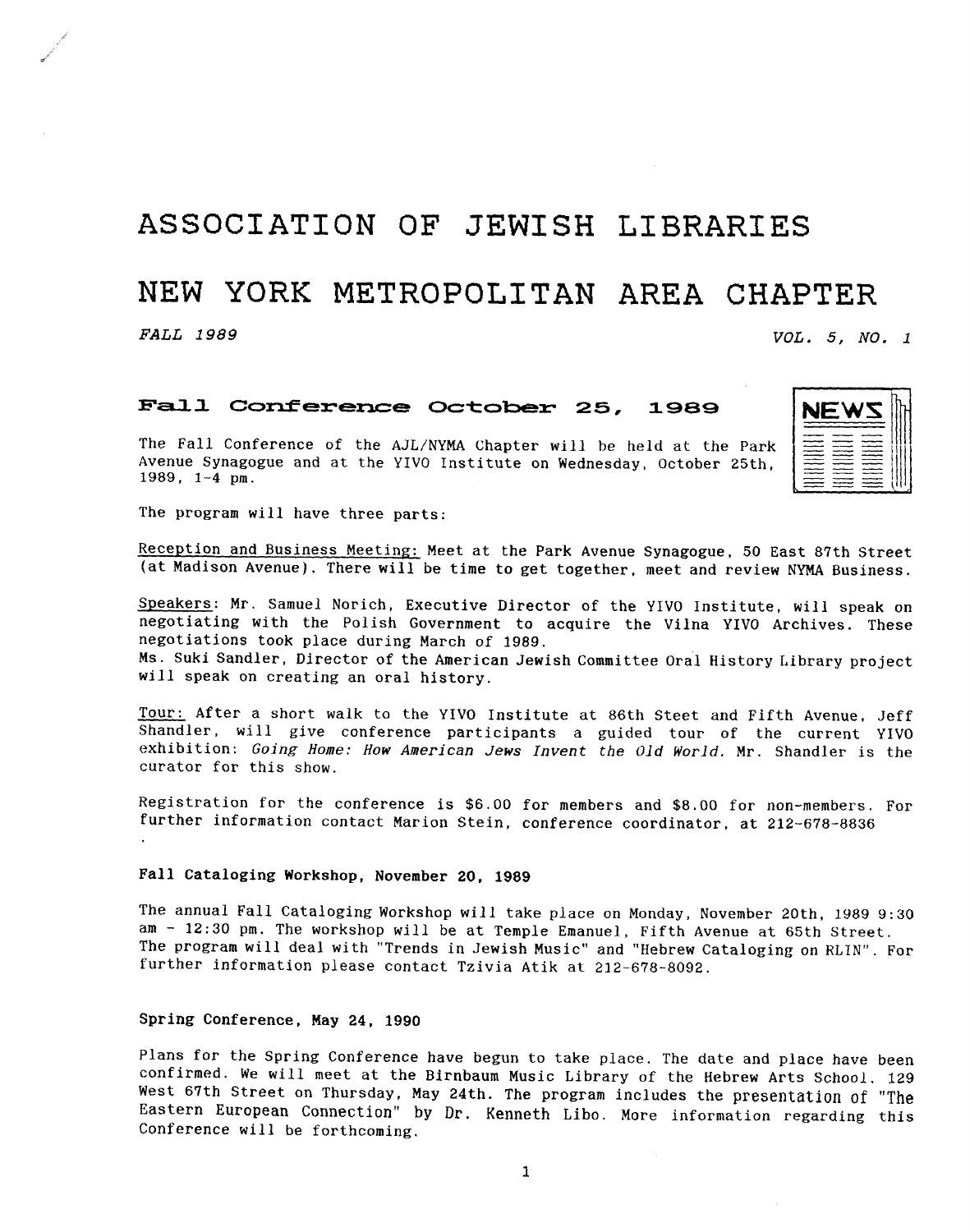# ASSOCIATION OF JEWISH LIBRARIES

# NEW YORK METROPOLITAN AREA CHAPTER

*FALL 1989* *VOL. 5, NO. 1*

## Fall Conference October 25, 1989

The Fall Conference of the AJL/NYMA Chapter will be held at the Park Avenue Synagogue and at the YIVO Institute on Wednesday, October 25th, 1989, 1-4 pm.

The program will have three parts:

Reception and Business Meeting: Meet at the Park Avenue Synagogue, 50 East 87th Street (at Madison Avenue). There will be time to get together, meet and review NYMA Business.

Speakers: Mr. Samuel Norich, Executive Director of the YIVO Institute, will speak on negotiating with the Polish Government to acquire the Vilna YIVO Archives. These negotiations took place during March of 1989.
Ms. Suki Sandler, Director of the American Jewish Committee Oral History Library project will speak on creating an oral history.

Tour: After a short walk to the YIVO Institute at 86th Steet and Fifth Avenue, Jeff Shandler, will give conference participants a guided tour of the current YIVO exhibition: *Going Home: How American Jews Invent the Old World.* Mr. Shandler is the curator for this show.

Registration for the conference is $6.00 for members and $8.00 for non-members. For further information contact Marion Stein, conference coordinator, at 212-678-8836
.

### Fall Cataloging Workshop, November 20, 1989

The annual Fall Cataloging Workshop will take place on Monday, November 20th, 1989 9:30 am - 12:30 pm. The workshop will be at Temple Emanuel, Fifth Avenue at 65th Street. The program will deal with "Trends in Jewish Music" and "Hebrew Cataloging on RLIN". For further information please contact Tzivia Atik at 212-678-8092.

### Spring Conference, May 24, 1990

Plans for the Spring Conference have begun to take place. The date and place have been confirmed. We will meet at the Birnbaum Music Library of the Hebrew Arts School, 129 West 67th Street on Thursday, May 24th. The program includes the presentation of "The Eastern European Connection" by Dr. Kenneth Libo. More information regarding this Conference will be forthcoming.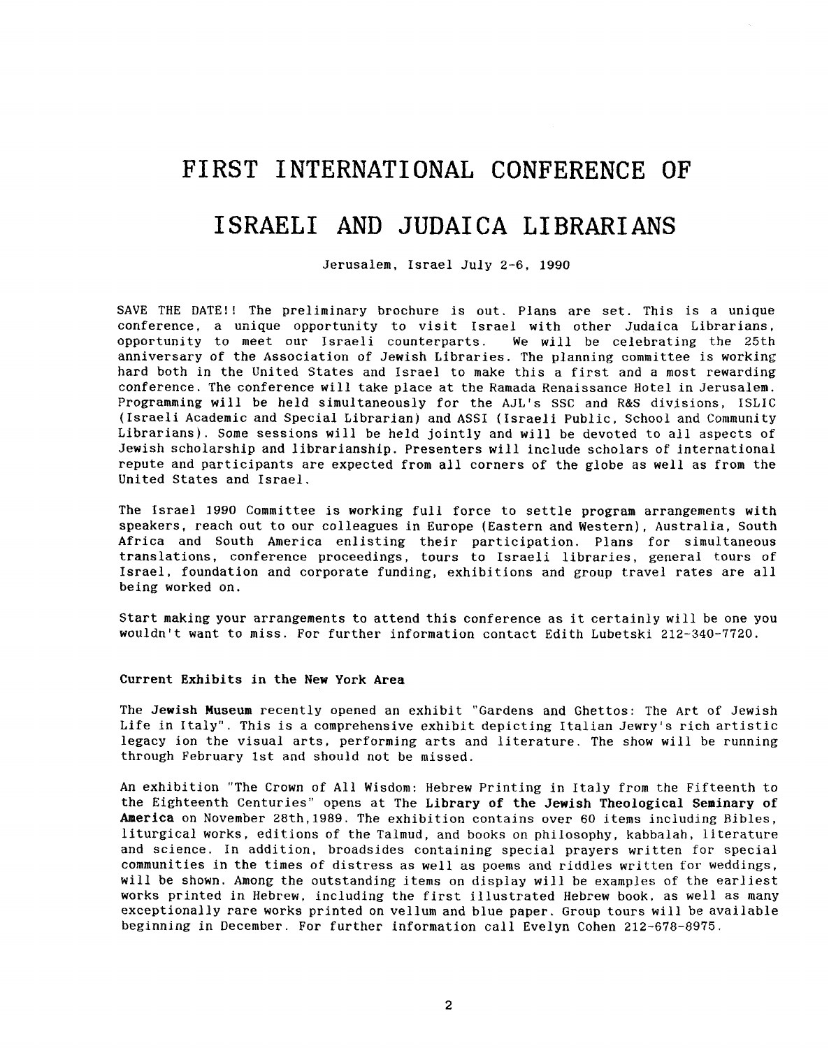# FIRST INTERNATIONAL CONFERENCE OF

# ISRAELI AND JUDAICA LIBRARIANS

Jerusalem, Israel July 2-6, 1990

SAVE THE DATE!! The preliminary brochure is out. Plans are set. This is a unique conference, a unique opportunity to visit Israel with other Judaica Librarians, opportunity to meet our Israeli counterparts. We will be celebrating the 25th anniversary of the Association of Jewish Libraries. The planning committee is working hard both in the United States and Israel to make this a first and a most rewarding conference. The conference will take place at the Ramada Renaissance Hotel in Jerusalem. Programming will be held simultaneously for the AJL's SSC and R&S divisions, ISLIC (Israeli Academic and Special Librarian) and ASSI (Israeli Public, School and Community Librarians). Some sessions will be held jointly and will be devoted to all aspects of Jewish scholarship and librarianship. Presenters will include scholars of international repute and participants are expected from all corners of the globe as well as from the United States and Israel.

The Israel 1990 Committee is working full force to settle program arrangements with speakers, reach out to our colleagues in Europe (Eastern and Western), Australia, South Africa and South America enlisting their participation. Plans for simultaneous translations, conference proceedings, tours to Israeli libraries, general tours of Israel, foundation and corporate funding, exhibitions and group travel rates are all being worked on.

Start making your arrangements to attend this conference as it certainly will be one you wouldn't want to miss. For further information contact Edith Lubetski 212-340-7720.

### Current Exhibits in the New York Area

The **Jewish Museum** recently opened an exhibit "Gardens and Ghettos: The Art of Jewish Life in Italy". This is a comprehensive exhibit depicting Italian Jewry's rich artistic legacy ion the visual arts, performing arts and literature. The show will be running through February 1st and should not be missed.

An exhibition "The Crown of All Wisdom: Hebrew Printing in Italy from the Fifteenth to the Eighteenth Centuries" opens at The **Library of the Jewish Theological Seminary of America** on November 28th,1989. The exhibition contains over 60 items including Bibles, liturgical works, editions of the Talmud, and books on philosophy, kabbalah, literature and science. In addition, broadsides containing special prayers written for special communities in the times of distress as well as poems and riddles written for weddings, will be shown. Among the outstanding items on display will be examples of the earliest works printed in Hebrew, including the first illustrated Hebrew book, as well as many exceptionally rare works printed on vellum and blue paper. Group tours will be available beginning in December. For further information call Evelyn Cohen 212-678-8975.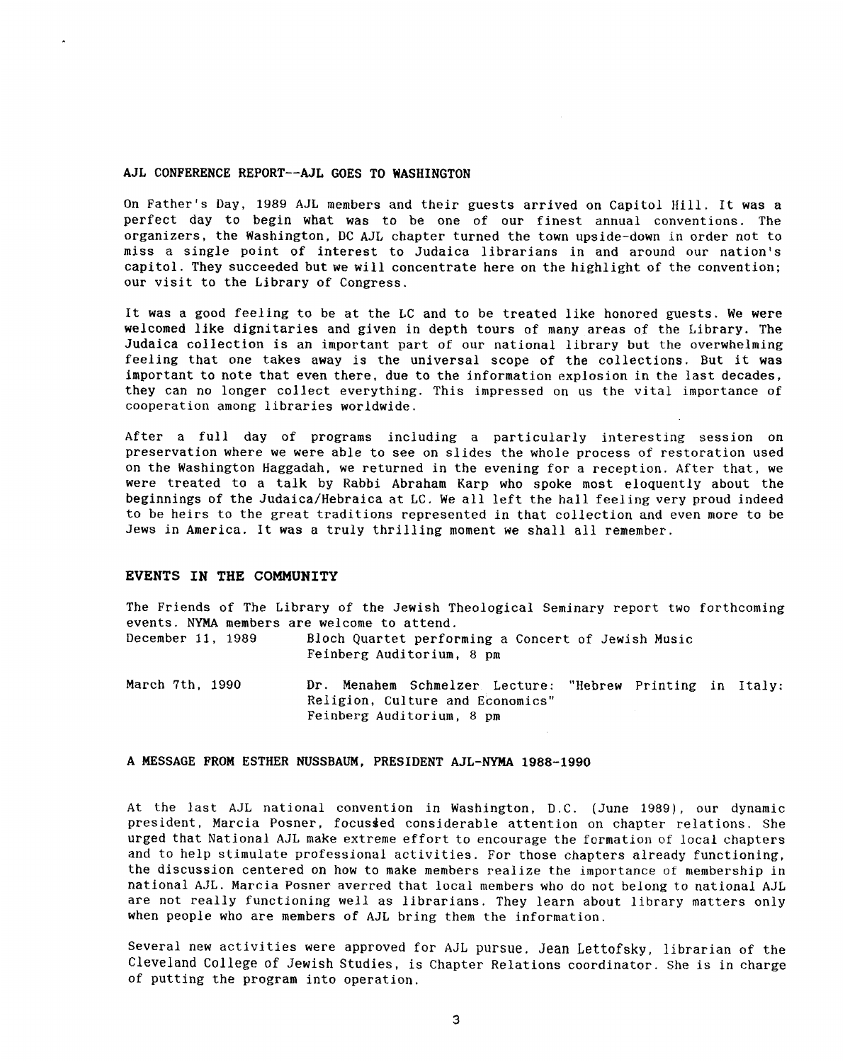## AJL CONFERENCE REPORT--AJL GOES TO WASHINGTON

On Father's Day, 1989 AJL members and their guests arrived on Capitol Hill. It was a perfect day to begin what was to be one of our finest annual conventions. The organizers, the Washington, DC AJL chapter turned the town upside-down in order not to miss a single point of interest to Judaica librarians in and around our nation's capitol. They succeeded but we will concentrate here on the highlight of the convention; our visit to the Library of Congress.

It was a good feeling to be at the LC and to be treated like honored guests. We were welcomed like dignitaries and given in depth tours of many areas of the Library. The Judaica collection is an important part of our national library but the overwhelming feeling that one takes away is the universal scope of the collections. But it was important to note that even there, due to the information explosion in the last decades, they can no longer collect everything. This impressed on us the vital importance of cooperation among libraries worldwide.

After a full day of programs including a particularly interesting session on preservation where we were able to see on slides the whole process of restoration used on the Washington Haggadah, we returned in the evening for a reception. After that, we were treated to a talk by Rabbi Abraham Karp who spoke most eloquently about the beginnings of the Judaica/Hebraica at LC. We all left the hall feeling very proud indeed to be heirs to the great traditions represented in that collection and even more to be Jews in America. It was a truly thrilling moment we shall all remember.

## EVENTS IN THE COMMUNITY

The Friends of The Library of the Jewish Theological Seminary report two forthcoming events. NYMA members are welcome to attend.

| | |
|---|---|
| December 11, 1989 | Bloch Quartet performing a Concert of Jewish Music<br>Feinberg Auditorium, 8 pm |
| March 7th, 1990 | Dr. Menahem Schmelzer Lecture: "Hebrew Printing in Italy: Religion, Culture and Economics"<br>Feinberg Auditorium, 8 pm |

## A MESSAGE FROM ESTHER NUSSBAUM, PRESIDENT AJL-NYMA 1988-1990

At the last AJL national convention in Washington, D.C. (June 1989), our dynamic president, Marcia Posner, focussed considerable attention on chapter relations. She urged that National AJL make extreme effort to encourage the formation of local chapters and to help stimulate professional activities. For those chapters already functioning, the discussion centered on how to make members realize the importance of membership in national AJL. Marcia Posner averred that local members who do not belong to national AJL are not really functioning well as librarians. They learn about library matters only when people who are members of AJL bring them the information.

Several new activities were approved for AJL pursue. Jean Lettofsky, librarian of the Cleveland College of Jewish Studies, is Chapter Relations coordinator. She is in charge of putting the program into operation.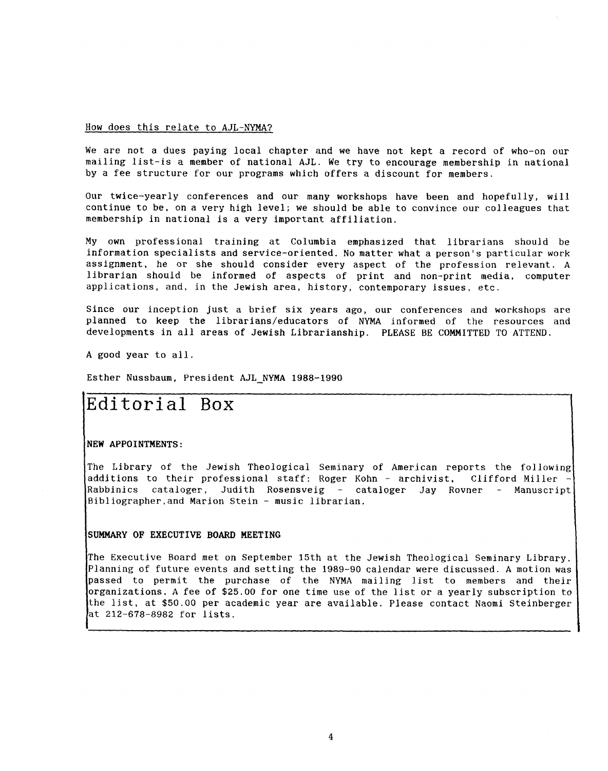How does this relate to AJL-NYMA?

We are not a dues paying local chapter and we have not kept a record of who-on our mailing list-is a member of national AJL. We try to encourage membership in national by a fee structure for our programs which offers a discount for members.

Our twice-yearly conferences and our many workshops have been and hopefully, will continue to be, on a very high level; we should be able to convince our colleagues that membership in national is a very important affiliation.

My own professional training at Columbia emphasized that librarians should be information specialists and service-oriented. No matter what a person's particular work assignment, he or she should consider every aspect of the profession relevant. A librarian should be informed of aspects of print and non-print media, computer applications, and, in the Jewish area, history, contemporary issues, etc.

Since our inception just a brief six years ago, our conferences and workshops are planned to keep the librarians/educators of NYMA informed of the resources and developments in all areas of Jewish Librarianship. PLEASE BE COMMITTED TO ATTEND.

A good year to all.

Esther Nussbaum, President AJL_NYMA 1988-1990

# Editorial Box

**NEW APPOINTMENTS:**

The Library of the Jewish Theological Seminary of American reports the following additions to their professional staff: Roger Kohn - archivist, Clifford Miller - Rabbinics cataloger, Judith Rosensveig - cataloger Jay Rovner - Manuscript Bibliographer,and Marion Stein - music librarian.

**SUMMARY OF EXECUTIVE BOARD MEETING**

The Executive Board met on September 15th at the Jewish Theological Seminary Library. Planning of future events and setting the 1989-90 calendar were discussed. A motion was passed to permit the purchase of the NYMA mailing list to members and their organizations. A fee of $25.00 for one time use of the list or a yearly subscription to the list, at $50.00 per academic year are available. Please contact Naomi Steinberger at 212-678-8982 for lists.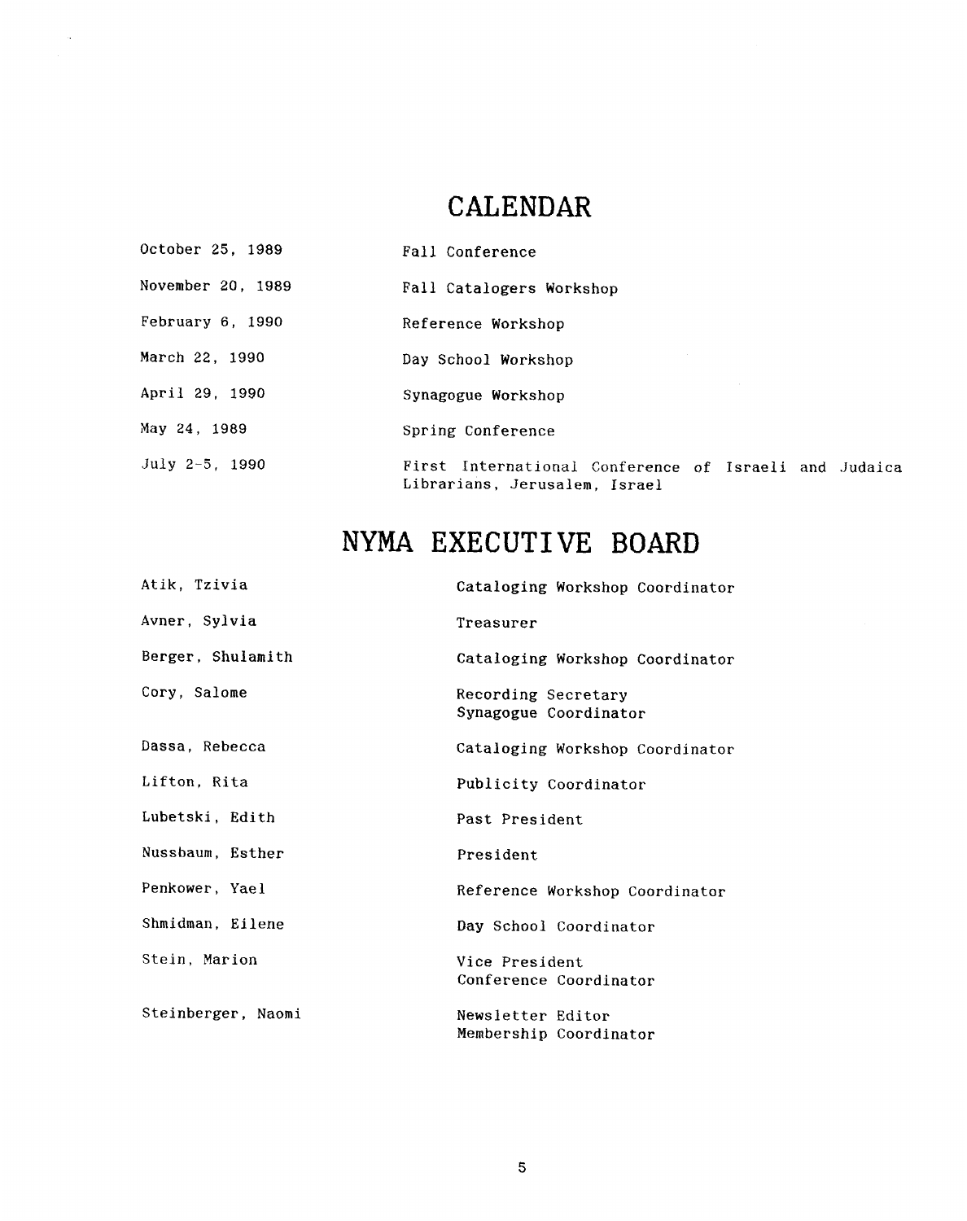# CALENDAR

| | |
|---|---|
| October 25, 1989 | Fall Conference |
| November 20, 1989 | Fall Catalogers Workshop |
| February 6, 1990 | Reference Workshop |
| March 22, 1990 | Day School Workshop |
| April 29, 1990 | Synagogue Workshop |
| May 24, 1989 | Spring Conference |
| July 2-5, 1990 | First International Conference of Israeli and Judaica Librarians, Jerusalem, Israel |

# NYMA EXECUTIVE BOARD

| | |
|---|---|
| Atik, Tzivia | Cataloging Workshop Coordinator |
| Avner, Sylvia | Treasurer |
| Berger, Shulamith | Cataloging Workshop Coordinator |
| Cory, Salome | Recording Secretary<br>Synagogue Coordinator |
| Dassa, Rebecca | Cataloging Workshop Coordinator |
| Lifton, Rita | Publicity Coordinator |
| Lubetski, Edith | Past President |
| Nussbaum, Esther | President |
| Penkower, Yael | Reference Workshop Coordinator |
| Shmidman, Eilene | Day School Coordinator |
| Stein, Marion | Vice President<br>Conference Coordinator |
| Steinberger, Naomi | Newsletter Editor<br>Membership Coordinator |